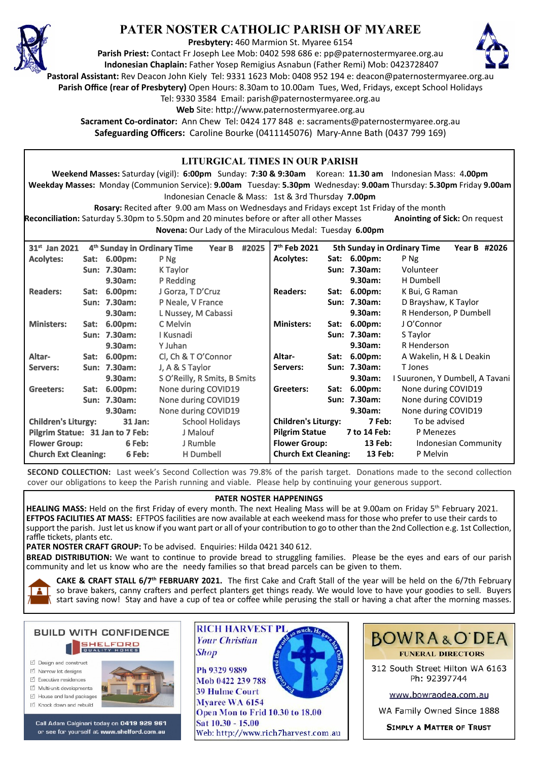# PATER NOSTER CATHOLIC PARISH OF MYAREE

**Presbytery:** 460 Marmion St. Myaree 6154
**Parish Priest:** Contact Fr Joseph Lee Mob: 0402 598 686 e: pp@paternostermyaree.org.au
**Indonesian Chaplain:** Father Yosep Remigius Asnabun (Father Remi) Mob: 0423728407
**Pastoral Assistant:** Rev Deacon John Kiely Tel: 9331 1623 Mob: 0408 952 194 e: deacon@paternostermyaree.org.au
**Parish Office (rear of Presbytery)** Open Hours: 8.30am to 10.00am Tues, Wed, Fridays, except School Holidays
Tel: 9330 3584 Email: parish@paternostermyaree.org.au
**Web** Site: http://www.paternostermyaree.org.au
**Sacrament Co-ordinator:** Ann Chew Tel: 0424 177 848 e: sacraments@paternostermyaree.org.au
**Safeguarding Officers:** Caroline Bourke (0411145076) Mary-Anne Bath (0437 799 169)

## LITURGICAL TIMES IN OUR PARISH

**Weekend Masses:** Saturday (vigil): **6:00pm** Sunday: **7:30 & 9:30am** Korean: **11.30 am** Indonesian Mass: **4.00pm**
**Weekday Masses:** Monday (Communion Service): **9.00am** Tuesday: **5.30pm** Wednesday: **9.00am** Thursday: **5.30pm** Friday **9.00am**
Indonesian Cenacle & Mass: 1st & 3rd Thursday **7.00pm**
**Rosary:** Recited after 9.00 am Mass on Wednesdays and Fridays except 1st Friday of the month
**Reconciliation:** Saturday 5.30pm to 5.50pm and 20 minutes before or after all other Masses **Anointing of Sick:** On request
**Novena:** Our Lady of the Miraculous Medal: Tuesday **6.00pm**

| 31st Jan 2021 | | | 4th Sunday in Ordinary Time Year B #2025 |
|---|---|---|---|
| **Acolytes:** | Sat: | 6.00pm: | P Ng |
| | Sun: | 7.30am: | K Taylor |
| | | 9.30am: | P Redding |
| **Readers:** | Sat: | 6.00pm: | J Gorza, T D'Cruz |
| | Sun: | 7.30am: | P Neale, V France |
| | | 9.30am: | L Nussey, M Cabassi |
| **Ministers:** | Sat: | 6.00pm: | C Melvin |
| | Sun: | 7.30am: | I Kusnadi |
| | | 9.30am: | Y Juhan |
| **Altar-Servers:** | Sat: | 6.00pm: | Cl, Ch & T O'Connor |
| | Sun: | 7.30am: | J, A & S Taylor |
| | | 9.30am: | S O'Reilly, R Smits, B Smits |
| **Greeters:** | Sat: | 6.00pm: | None during COVID19 |
| | Sun: | 7.30am: | None during COVID19 |
| | | 9.30am: | None during COVID19 |
| **Children's Liturgy:** | | 31 Jan: | School Holidays |
| **Pilgrim Statue:** | | 31 Jan to 7 Feb: | J Malouf |
| **Flower Group:** | | 6 Feb: | J Rumble |
| **Church Ext Cleaning:** | | 6 Feb: | H Dumbell |

| 7th Feb 2021 | | | 5th Sunday in Ordinary Time Year B #2026 |
|---|---|---|---|
| **Acolytes:** | Sat: | 6.00pm: | P Ng |
| | Sun: | 7.30am: | Volunteer |
| | | 9.30am: | H Dumbell |
| **Readers:** | Sat: | 6.00pm: | K Bui, G Raman |
| | Sun: | 7.30am: | D Brayshaw, K Taylor |
| | | 9.30am: | R Henderson, P Dumbell |
| **Ministers:** | Sat: | 6.00pm: | J O'Connor |
| | Sun: | 7.30am: | S Taylor |
| | | 9.30am: | R Henderson |
| **Altar-Servers:** | Sat: | 6.00pm: | A Wakelin, H & L Deakin |
| | Sun: | 7.30am: | T Jones |
| | | 9.30am: | I Suuronen, Y Dumbell, A Tavani |
| **Greeters:** | Sat: | 6.00pm: | None during COVID19 |
| | Sun: | 7.30am: | None during COVID19 |
| | | 9.30am: | None during COVID19 |
| **Children's Liturgy:** | | 7 Feb: | To be advised |
| **Pilgrim Statue** | | 7 to 14 Feb: | P Menezes |
| **Flower Group:** | | 13 Feb: | Indonesian Community |
| **Church Ext Cleaning:** | | 13 Feb: | P Melvin |

**SECOND COLLECTION:** Last week's Second Collection was 79.8% of the parish target. Donations made to the second collection cover our obligations to keep the Parish running and viable. Please help by continuing your generous support.

## PATER NOSTER HAPPENINGS

**HEALING MASS:** Held on the first Friday of every month. The next Healing Mass will be at 9.00am on Friday 5th February 2021.

**EFTPOS FACILITIES AT MASS:** EFTPOS facilities are now available at each weekend mass for those who prefer to use their cards to support the parish. Just let us know if you want part or all of your contribution to go to other than the 2nd Collection e.g. 1st Collection, raffle tickets, plants etc.

**PATER NOSTER CRAFT GROUP:** To be advised. Enquiries: Hilda 0421 340 612.

**BREAD DISTRIBUTION:** We want to continue to provide bread to struggling families. Please be the eyes and ears of our parish community and let us know who are the needy families so that bread parcels can be given to them.

**CAKE & CRAFT STALL 6/7th FEBRUARY 2021.** The first Cake and Craft Stall of the year will be held on the 6/7th February so brave bakers, canny crafters and perfect planters get things ready. We would love to have your goodies to sell. Buyers start saving now! Stay and have a cup of tea or coffee while perusing the stall or having a chat after the morning masses.

---

**BUILD WITH CONFIDENCE**
SHELFORD QUALITY HOMES
- Design and construct
- Narrow lot designs
- Executive residences
- Multi-unit developments
- House and land packages
- Knock down and rebuild

Call Adam Calginari today on 0419 929 961 or see for yourself at www.shelford.com.au

---

**RICH HARVEST PL**
*Your Christian Shop*
For God so loved the world so much, He gave his Only Begotten Son
Ph 9329 9889
Mob 0422 239 788
39 Hulme Court
Myaree WA 6154
Open Mon to Frid 10.30 to 18.00
Sat 10.30 - 15.00
Web: http://www.rich7harvest.com.au

---

**BOWRA & O'DEA**
FUNERAL DIRECTORS
312 South Street Hilton WA 6163
Ph: 92397744
www.bowraodea.com.au
WA Family Owned Since 1888
SIMPLY A MATTER OF TRUST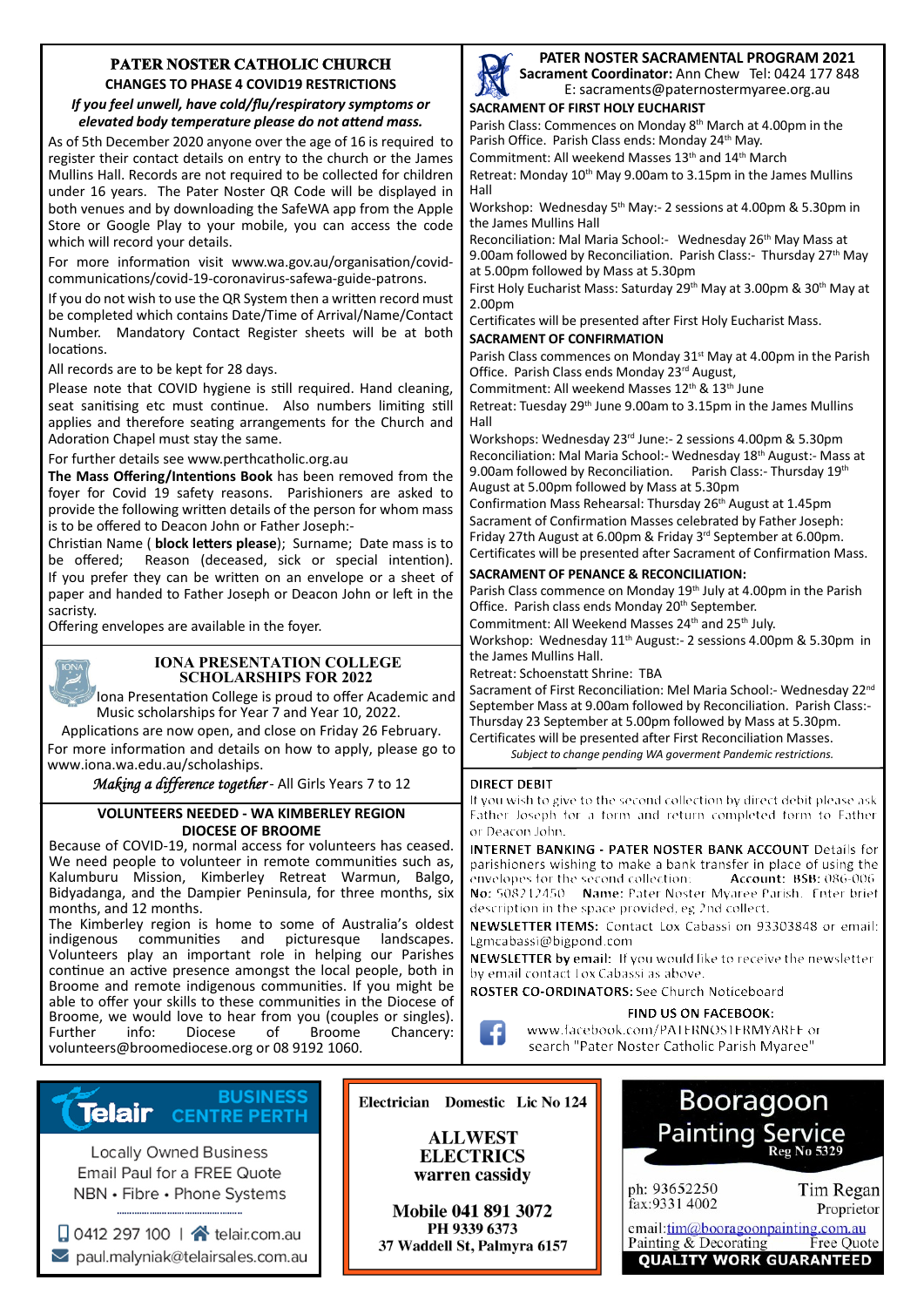## PATER NOSTER CATHOLIC CHURCH

### CHANGES TO PHASE 4 COVID19 RESTRICTIONS

***If you feel unwell, have cold/flu/respiratory symptoms or elevated body temperature please do not attend mass.***

As of 5th December 2020 anyone over the age of 16 is required to register their contact details on entry to the church or the James Mullins Hall. Records are not required to be collected for children under 16 years. The Pater Noster QR Code will be displayed in both venues and by downloading the SafeWA app from the Apple Store or Google Play to your mobile, you can access the code which will record your details.

For more information visit www.wa.gov.au/organisation/covid-communications/covid-19-coronavirus-safewa-guide-patrons.

If you do not wish to use the QR System then a written record must be completed which contains Date/Time of Arrival/Name/Contact Number. Mandatory Contact Register sheets will be at both locations.

All records are to be kept for 28 days.

Please note that COVID hygiene is still required. Hand cleaning, seat sanitising etc must continue. Also numbers limiting still applies and therefore seating arrangements for the Church and Adoration Chapel must stay the same.

For further details see www.perthcatholic.org.au

**The Mass Offering/Intentions Book** has been removed from the foyer for Covid 19 safety reasons. Parishioners are asked to provide the following written details of the person for whom mass is to be offered to Deacon John or Father Joseph:-

Christian Name ( **block letters please**); Surname; Date mass is to be offered; Reason (deceased, sick or special intention). If you prefer they can be written on an envelope or a sheet of paper and handed to Father Joseph or Deacon John or left in the sacristy.

Offering envelopes are available in the foyer.

### IONA PRESENTATION COLLEGE SCHOLARSHIPS FOR 2022

Iona Presentation College is proud to offer Academic and Music scholarships for Year 7 and Year 10, 2022.

Applications are now open, and close on Friday 26 February.

For more information and details on how to apply, please go to www.iona.wa.edu.au/scholarships.

*Making a difference together* - All Girls Years 7 to 12

### VOLUNTEERS NEEDED - WA KIMBERLEY REGION DIOCESE OF BROOME

Because of COVID-19, normal access for volunteers has ceased. We need people to volunteer in remote communities such as, Kalumburu Mission, Kimberley Retreat Warmun, Balgo, Bidyadanga, and the Dampier Peninsula, for three months, six months, and 12 months.

The Kimberley region is home to some of Australia's oldest indigenous communities and picturesque landscapes. Volunteers play an important role in helping our Parishes continue an active presence amongst the local people, both in Broome and remote indigenous communities. If you might be able to offer your skills to these communities in the Diocese of Broome, we would love to hear from you (couples or singles). Further info: Diocese of Broome Chancery: volunteers@broomediocese.org or 08 9192 1060.

## PATER NOSTER SACRAMENTAL PROGRAM 2021

**Sacrament Coordinator:** Ann Chew Tel: 0424 177 848
E: sacraments@paternostermyaree.org.au

### SACRAMENT OF FIRST HOLY EUCHARIST

Parish Class: Commences on Monday 8th March at 4.00pm in the Parish Office. Parish Class ends: Monday 24th May.

Commitment: All weekend Masses 13th and 14th March

Retreat: Monday 10th May 9.00am to 3.15pm in the James Mullins Hall

Workshop: Wednesday 5th May:- 2 sessions at 4.00pm & 5.30pm in the James Mullins Hall

Reconciliation: Mal Maria School:- Wednesday 26th May Mass at 9.00am followed by Reconciliation. Parish Class:- Thursday 27th May at 5.00pm followed by Mass at 5.30pm

First Holy Eucharist Mass: Saturday 29th May at 3.00pm & 30th May at 2.00pm

Certificates will be presented after First Holy Eucharist Mass.

### SACRAMENT OF CONFIRMATION

Parish Class commences on Monday 31st May at 4.00pm in the Parish Office. Parish Class ends Monday 23rd August,

Commitment: All weekend Masses 12th & 13th June

Retreat: Tuesday 29th June 9.00am to 3.15pm in the James Mullins Hall

Workshops: Wednesday 23rd June:- 2 sessions 4.00pm & 5.30pm

Reconciliation: Mal Maria School:- Wednesday 18th August:- Mass at 9.00am followed by Reconciliation. Parish Class:- Thursday 19th August at 5.00pm followed by Mass at 5.30pm

Confirmation Mass Rehearsal: Thursday 26th August at 1.45pm

Sacrament of Confirmation Masses celebrated by Father Joseph: Friday 27th August at 6.00pm & Friday 3rd September at 6.00pm.

Certificates will be presented after Sacrament of Confirmation Mass.

### SACRAMENT OF PENANCE & RECONCILIATION:

Parish Class commence on Monday 19th July at 4.00pm in the Parish Office. Parish class ends Monday 20th September.

Commitment: All Weekend Masses 24th and 25th July.

Workshop: Wednesday 11th August:- 2 sessions 4.00pm & 5.30pm in the James Mullins Hall.

Retreat: Schoenstatt Shrine: TBA

Sacrament of First Reconciliation: Mel Maria School:- Wednesday 22nd September Mass at 9.00am followed by Reconciliation. Parish Class:- Thursday 23 September at 5.00pm followed by Mass at 5.30pm.

Certificates will be presented after First Reconciliation Masses.

*Subject to change pending WA goverment Pandemic restrictions.*

**DIRECT DEBIT**

If you wish to give to the second collection by direct debit please ask Father Joseph for a form and return completed form to Father or Deacon John.

**INTERNET BANKING - PATER NOSTER BANK ACCOUNT** Details for parishioners wishing to make a bank transfer in place of using the envelopes for the second collection. **Account: BSB:** 086-006 **No:** 508212450 **Name:** Pater Noster Myaree Parish. Enter brief description in the space provided, eg 2nd collect.

**NEWSLETTER ITEMS:** Contact Lox Cabassi on 93303848 or email: Lgmcabassi@bigpond.com

**NEWSLETTER by email:** If you would like to receive the newsletter by email contact Lox Cabassi as above.

**ROSTER CO-ORDINATORS:** See Church Noticeboard

**FIND US ON FACEBOOK:**
www.facebook.com/PATERNOSTERMYAREE or search "Pater Noster Catholic Parish Myaree"

---

**Telair BUSINESS CENTRE PERTH**

Locally Owned Business
Email Paul for a FREE Quote
NBN • Fibre • Phone Systems

0412 297 100 | telair.com.au
paul.malyniak@telairsales.com.au

---

Electrician Domestic Lic No 124

**ALLWEST ELECTRICS**
**warren cassidy**

**Mobile 041 891 3072**
**PH 9339 6373**
**37 Waddell St, Palmyra 6157**

---

**Booragoon Painting Service**
Reg No 5329

ph: 93652250
fax:9331 4002

Tim Regan
Proprietor

email: tim@booragoonpainting.com.au
Painting & Decorating Free Quote

**QUALITY WORK GUARANTEED**